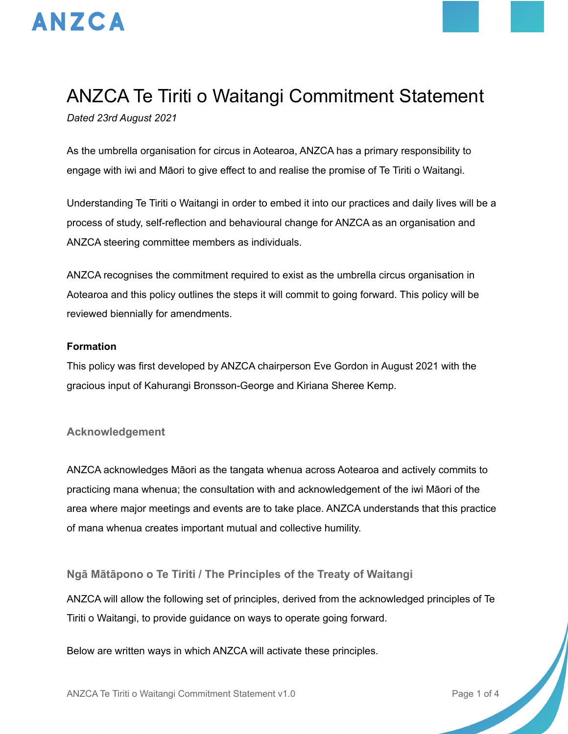# ANZCA Te Tiriti o Waitangi Commitment Statement

*Dated 23rd August 2021*

As the umbrella organisation for circus in Aotearoa, ANZCA has a primary responsibility to engage with iwi and Māori to give effect to and realise the promise of Te Tiriti o Waitangi.

Understanding Te Tiriti o Waitangi in order to embed it into our practices and daily lives will be a process of study, self-reflection and behavioural change for ANZCA as an organisation and ANZCA steering committee members as individuals.

ANZCA recognises the commitment required to exist as the umbrella circus organisation in Aotearoa and this policy outlines the steps it will commit to going forward. This policy will be reviewed biennially for amendments.

**Formation**

This policy was first developed by ANZCA chairperson Eve Gordon in August 2021 with the gracious input of Kahurangi Bronsson-George and Kiriana Sheree Kemp.

## Acknowledgement

ANZCA acknowledges Māori as the tangata whenua across Aotearoa and actively commits to practicing mana whenua; the consultation with and acknowledgement of the iwi Māori of the area where major meetings and events are to take place. ANZCA understands that this practice of mana whenua creates important mutual and collective humility.

## Ngā Mātāpono o Te Tiriti / The Principles of the Treaty of Waitangi

ANZCA will allow the following set of principles, derived from the acknowledged principles of Te Tiriti o Waitangi, to provide guidance on ways to operate going forward.

Below are written ways in which ANZCA will activate these principles.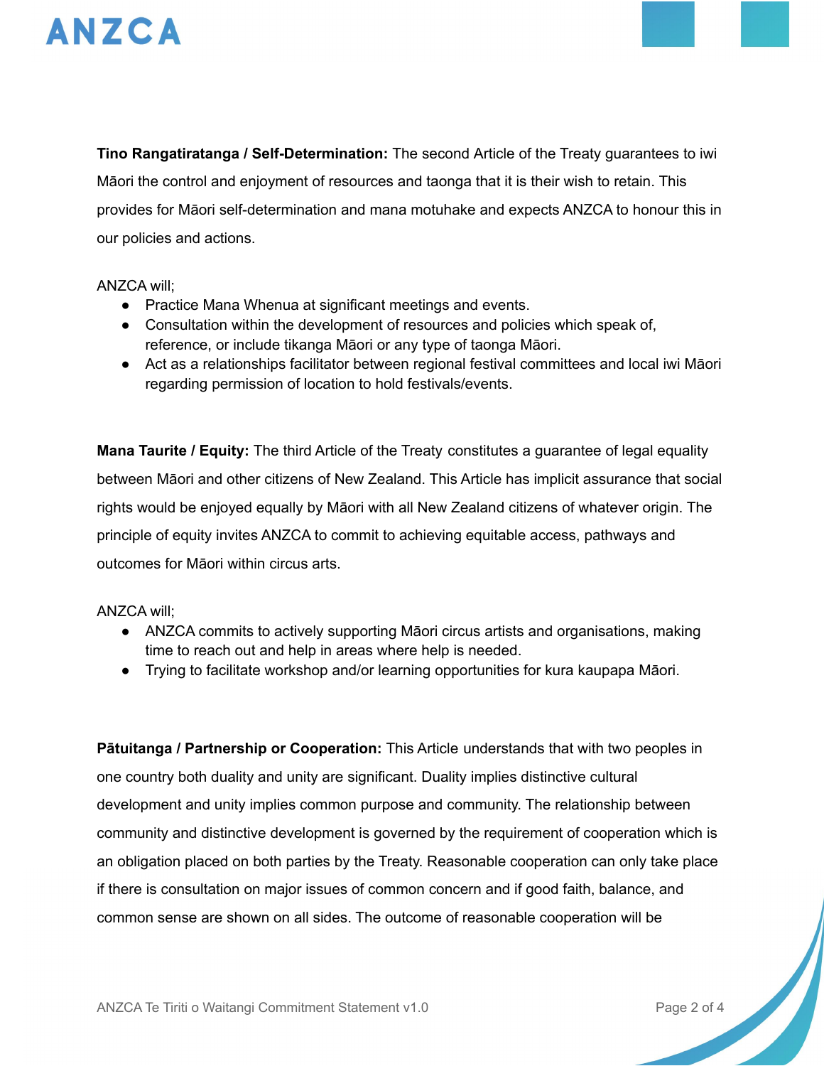**Tino Rangatiratanga / Self-Determination:** The second Article of the Treaty guarantees to iwi Māori the control and enjoyment of resources and taonga that it is their wish to retain. This provides for Māori self-determination and mana motuhake and expects ANZCA to honour this in our policies and actions.

ANZCA will;

- Practice Mana Whenua at significant meetings and events.
- Consultation within the development of resources and policies which speak of, reference, or include tikanga Māori or any type of taonga Māori.
- Act as a relationships facilitator between regional festival committees and local iwi Māori regarding permission of location to hold festivals/events.

**Mana Taurite / Equity:** The third Article of the Treaty constitutes a guarantee of legal equality between Māori and other citizens of New Zealand. This Article has implicit assurance that social rights would be enjoyed equally by Māori with all New Zealand citizens of whatever origin. The principle of equity invites ANZCA to commit to achieving equitable access, pathways and outcomes for Māori within circus arts.

ANZCA will;

- ANZCA commits to actively supporting Māori circus artists and organisations, making time to reach out and help in areas where help is needed.
- Trying to facilitate workshop and/or learning opportunities for kura kaupapa Māori.

**Pātuitanga / Partnership or Cooperation:** This Article understands that with two peoples in one country both duality and unity are significant. Duality implies distinctive cultural development and unity implies common purpose and community. The relationship between community and distinctive development is governed by the requirement of cooperation which is an obligation placed on both parties by the Treaty. Reasonable cooperation can only take place if there is consultation on major issues of common concern and if good faith, balance, and common sense are shown on all sides. The outcome of reasonable cooperation will be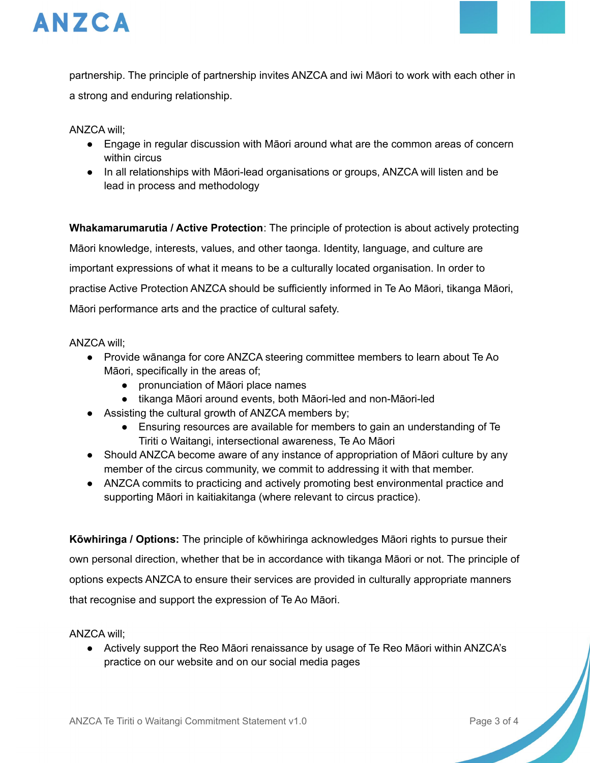partnership. The principle of partnership invites ANZCA and iwi Māori to work with each other in a strong and enduring relationship.

ANZCA will;

- Engage in regular discussion with Māori around what are the common areas of concern within circus
- In all relationships with Māori-lead organisations or groups, ANZCA will listen and be lead in process and methodology

**Whakamarumarutia / Active Protection**: The principle of protection is about actively protecting Māori knowledge, interests, values, and other taonga. Identity, language, and culture are important expressions of what it means to be a culturally located organisation. In order to practise Active Protection ANZCA should be sufficiently informed in Te Ao Māori, tikanga Māori, Māori performance arts and the practice of cultural safety.

ANZCA will;

- Provide wānanga for core ANZCA steering committee members to learn about Te Ao Māori, specifically in the areas of;
    - pronunciation of Māori place names
    - tikanga Māori around events, both Māori-led and non-Māori-led
- Assisting the cultural growth of ANZCA members by;
    - Ensuring resources are available for members to gain an understanding of Te Tiriti o Waitangi, intersectional awareness, Te Ao Māori
- Should ANZCA become aware of any instance of appropriation of Māori culture by any member of the circus community, we commit to addressing it with that member.
- ANZCA commits to practicing and actively promoting best environmental practice and supporting Māori in kaitiakitanga (where relevant to circus practice).

**Kōwhiringa / Options:** The principle of kōwhiringa acknowledges Māori rights to pursue their own personal direction, whether that be in accordance with tikanga Māori or not. The principle of options expects ANZCA to ensure their services are provided in culturally appropriate manners that recognise and support the expression of Te Ao Māori.

ANZCA will;

- Actively support the Reo Māori renaissance by usage of Te Reo Māori within ANZCA's practice on our website and on our social media pages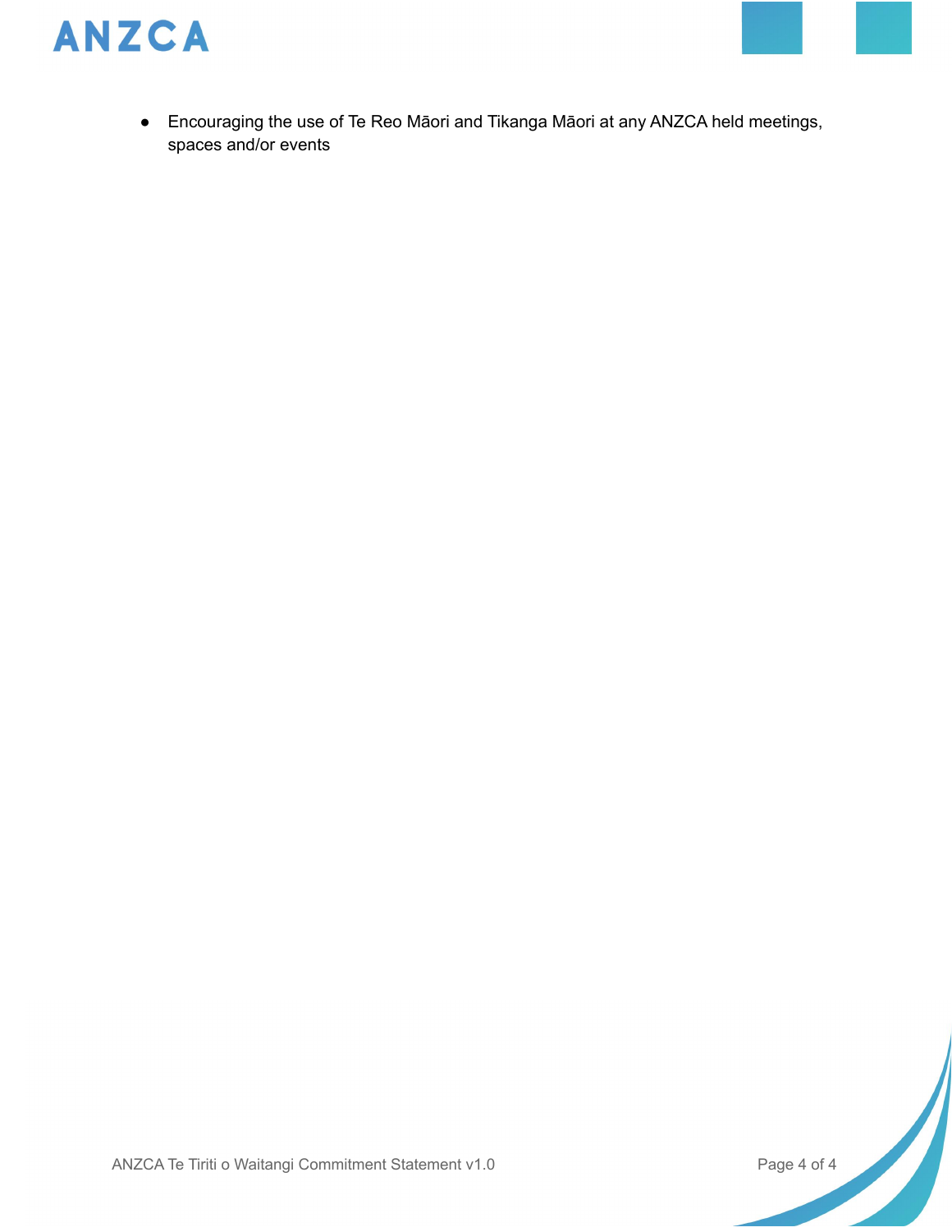- Encouraging the use of Te Reo Māori and Tikanga Māori at any ANZCA held meetings, spaces and/or events